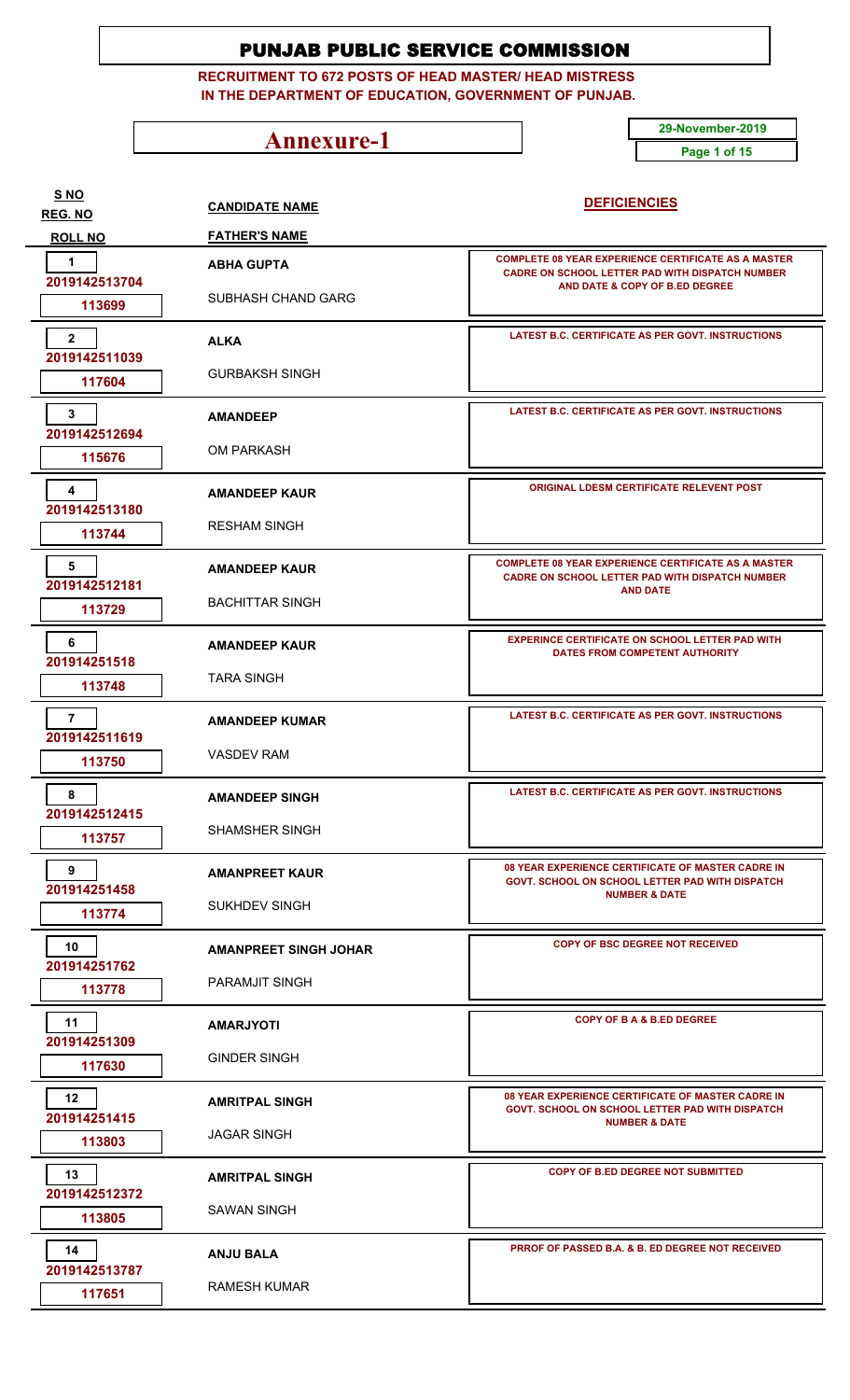# PUNJAB PUBLIC SERVICE COMMISSION

**RECRUITMENT TO 672 POSTS OF HEAD MASTER/ HEAD MISTRESS IN THE DEPARTMENT OF EDUCATION, GOVERNMENT OF PUNJAB.**

## Annexure-1

**29-November-2019**

| S NO / REG. NO / ROLL NO | CANDIDATE NAME / FATHER'S NAME | DEFICIENCIES |
|---|---|---|
| 1 / 2019142513704 / 113699 | ABHA GUPTA / SUBHASH CHAND GARG | COMPLETE 08 YEAR EXPERIENCE CERTIFICATE AS A MASTER CADRE ON SCHOOL LETTER PAD WITH DISPATCH NUMBER AND DATE & COPY OF B.ED DEGREE |
| 2 / 2019142511039 / 117604 | ALKA / GURBAKSH SINGH | LATEST B.C. CERTIFICATE AS PER GOVT. INSTRUCTIONS |
| 3 / 2019142512694 / 115676 | AMANDEEP / OM PARKASH | LATEST B.C. CERTIFICATE AS PER GOVT. INSTRUCTIONS |
| 4 / 2019142513180 / 113744 | AMANDEEP KAUR / RESHAM SINGH | ORIGINAL LDESM CERTIFICATE RELEVENT POST |
| 5 / 2019142512181 / 113729 | AMANDEEP KAUR / BACHITTAR SINGH | COMPLETE 08 YEAR EXPERIENCE CERTIFICATE AS A MASTER CADRE ON SCHOOL LETTER PAD WITH DISPATCH NUMBER AND DATE |
| 6 / 201914251518 / 113748 | AMANDEEP KAUR / TARA SINGH | EXPERINCE CERTIFICATE ON SCHOOL LETTER PAD WITH DATES FROM COMPETENT AUTHORITY |
| 7 / 2019142511619 / 113750 | AMANDEEP KUMAR / VASDEV RAM | LATEST B.C. CERTIFICATE AS PER GOVT. INSTRUCTIONS |
| 8 / 2019142512415 / 113757 | AMANDEEP SINGH / SHAMSHER SINGH | LATEST B.C. CERTIFICATE AS PER GOVT. INSTRUCTIONS |
| 9 / 201914251458 / 113774 | AMANPREET KAUR / SUKHDEV SINGH | 08 YEAR EXPERIENCE CERTIFICATE OF MASTER CADRE IN GOVT. SCHOOL ON SCHOOL LETTER PAD WITH DISPATCH NUMBER & DATE |
| 10 / 201914251762 / 113778 | AMANPREET SINGH JOHAR / PARAMJIT SINGH | COPY OF BSC DEGREE NOT RECEIVED |
| 11 / 201914251309 / 117630 | AMARJYOTI / GINDER SINGH | COPY OF B A & B.ED DEGREE |
| 12 / 201914251415 / 113803 | AMRITPAL SINGH / JAGAR SINGH | 08 YEAR EXPERIENCE CERTIFICATE OF MASTER CADRE IN GOVT. SCHOOL ON SCHOOL LETTER PAD WITH DISPATCH NUMBER & DATE |
| 13 / 2019142512372 / 113805 | AMRITPAL SINGH / SAWAN SINGH | COPY OF B.ED DEGREE NOT SUBMITTED |
| 14 / 2019142513787 / 117651 | ANJU BALA / RAMESH KUMAR | PRROF OF PASSED B.A. & B. ED DEGREE NOT RECEIVED |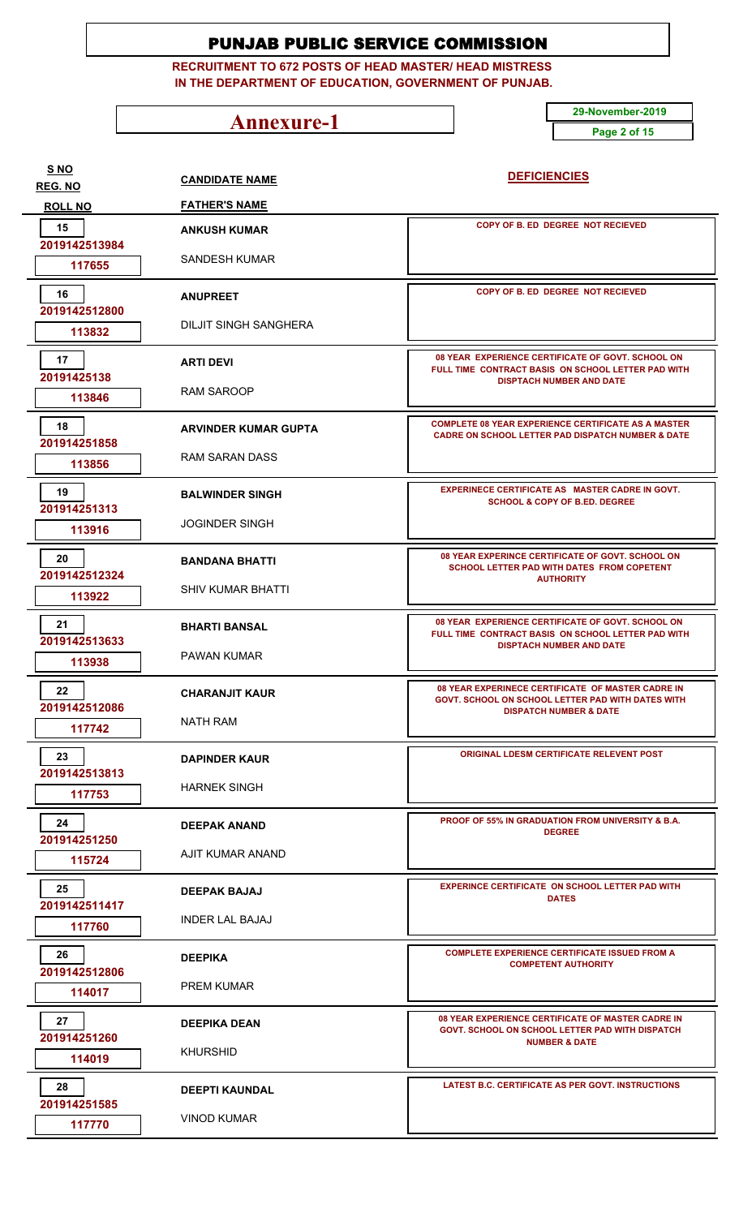# PUNJAB PUBLIC SERVICE COMMISSION

**RECRUITMENT TO 672 POSTS OF HEAD MASTER/ HEAD MISTRESS IN THE DEPARTMENT OF EDUCATION, GOVERNMENT OF PUNJAB.**

## Annexure-1

**29-November-2019**

| S NO / REG. NO / ROLL NO | CANDIDATE NAME / FATHER'S NAME | DEFICIENCIES |
|---|---|---|
| 15 / 2019142513984 / 117655 | ANKUSH KUMAR / SANDESH KUMAR | COPY OF B. ED DEGREE NOT RECIEVED |
| 16 / 2019142512800 / 113832 | ANUPREET / DILJIT SINGH SANGHERA | COPY OF B. ED DEGREE NOT RECIEVED |
| 17 / 20191425138 / 113846 | ARTI DEVI / RAM SAROOP | 08 YEAR EXPERIENCE CERTIFICATE OF GOVT. SCHOOL ON FULL TIME CONTRACT BASIS ON SCHOOL LETTER PAD WITH DISPTACH NUMBER AND DATE |
| 18 / 201914251858 / 113856 | ARVINDER KUMAR GUPTA / RAM SARAN DASS | COMPLETE 08 YEAR EXPERIENCE CERTIFICATE AS A MASTER CADRE ON SCHOOL LETTER PAD DISPATCH NUMBER & DATE |
| 19 / 201914251313 / 113916 | BALWINDER SINGH / JOGINDER SINGH | EXPERINECE CERTIFICATE AS MASTER CADRE IN GOVT. SCHOOL & COPY OF B.ED. DEGREE |
| 20 / 2019142512324 / 113922 | BANDANA BHATTI / SHIV KUMAR BHATTI | 08 YEAR EXPERIENCE CERTIFICATE OF GOVT. SCHOOL ON SCHOOL LETTER PAD WITH DATES FROM COPETENT AUTHORITY |
| 21 / 2019142513633 / 113938 | BHARTI BANSAL / PAWAN KUMAR | 08 YEAR EXPERIENCE CERTIFICATE OF GOVT. SCHOOL ON FULL TIME CONTRACT BASIS ON SCHOOL LETTER PAD WITH DISPTACH NUMBER AND DATE |
| 22 / 2019142512086 / 117742 | CHARANJIT KAUR / NATH RAM | 08 YEAR EXPERINECE CERTIFICATE OF MASTER CADRE IN GOVT. SCHOOL ON SCHOOL LETTER PAD WITH DATES WITH DISPATCH NUMBER & DATE |
| 23 / 2019142513813 / 117753 | DAPINDER KAUR / HARNEK SINGH | ORIGINAL LDESM CERTIFICATE RELEVENT POST |
| 24 / 201914251250 / 115724 | DEEPAK ANAND / AJIT KUMAR ANAND | PROOF OF 55% IN GRADUATION FROM UNIVERSITY & B.A. DEGREE |
| 25 / 2019142511417 / 117760 | DEEPAK BAJAJ / INDER LAL BAJAJ | EXPERINCE CERTIFICATE ON SCHOOL LETTER PAD WITH DATES |
| 26 / 2019142512806 / 114017 | DEEPIKA / PREM KUMAR | COMPLETE EXPERIENCE CERTIFICATE ISSUED FROM A COMPETENT AUTHORITY |
| 27 / 201914251260 / 114019 | DEEPIKA DEAN / KHURSHID | 08 YEAR EXPERIENCE CERTIFICATE OF MASTER CADRE IN GOVT. SCHOOL ON SCHOOL LETTER PAD WITH DISPATCH NUMBER & DATE |
| 28 / 201914251585 / 117770 | DEEPTI KAUNDAL / VINOD KUMAR | LATEST B.C. CERTIFICATE AS PER GOVT. INSTRUCTIONS |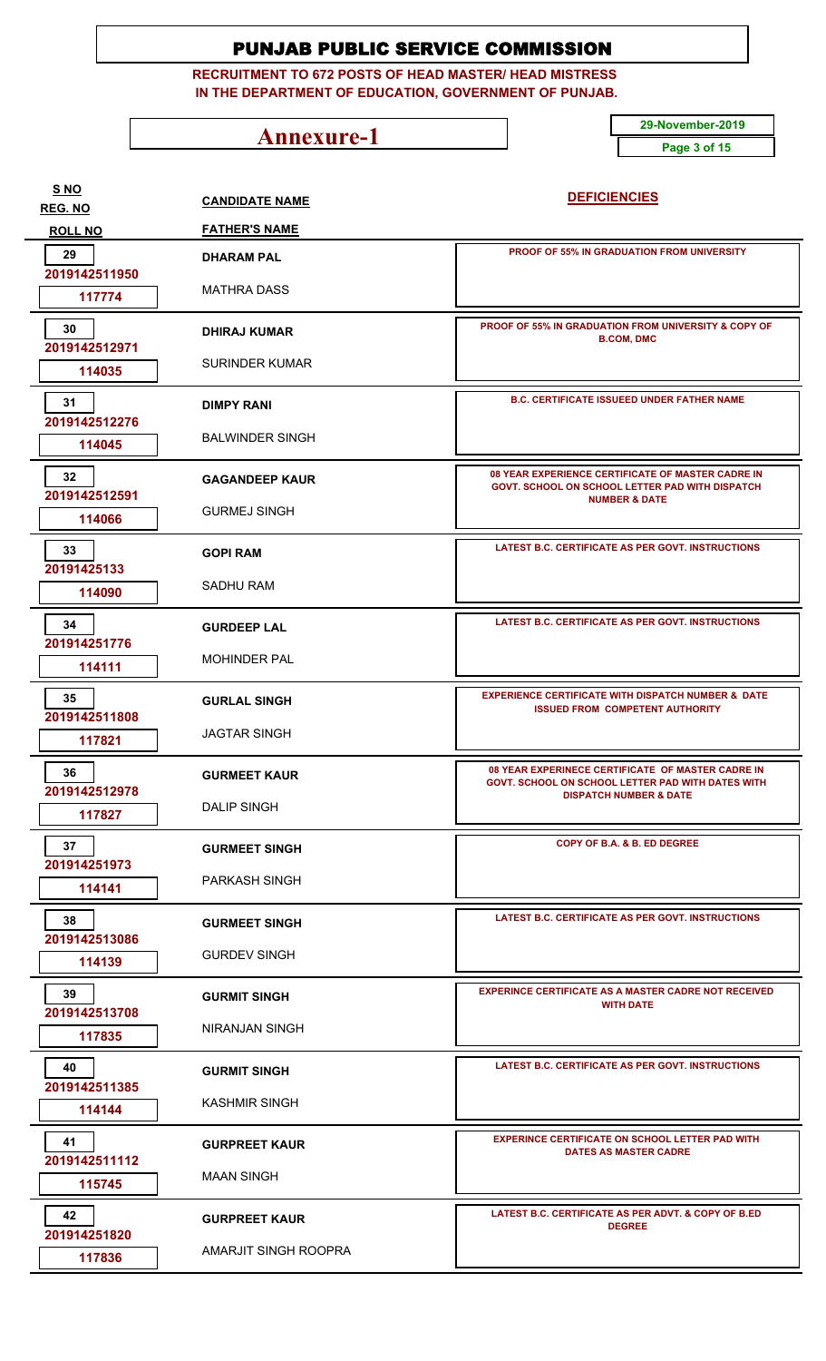# PUNJAB PUBLIC SERVICE COMMISSION

**RECRUITMENT TO 672 POSTS OF HEAD MASTER/ HEAD MISTRESS IN THE DEPARTMENT OF EDUCATION, GOVERNMENT OF PUNJAB.**

## Annexure-1

**29-November-2019**

| S NO / REG. NO / ROLL NO | CANDIDATE NAME / FATHER'S NAME | DEFICIENCIES |
|---|---|---|
| 29 / 2019142511950 / 117774 | DHARAM PAL / MATHRA DASS | PROOF OF 55% IN GRADUATION FROM UNIVERSITY |
| 30 / 2019142512971 / 114035 | DHIRAJ KUMAR / SURINDER KUMAR | PROOF OF 55% IN GRADUATION FROM UNIVERSITY & COPY OF B.COM, DMC |
| 31 / 2019142512276 / 114045 | DIMPY RANI / BALWINDER SINGH | B.C. CERTIFICATE ISSUEED UNDER FATHER NAME |
| 32 / 2019142512591 / 114066 | GAGANDEEP KAUR / GURMEJ SINGH | 08 YEAR EXPERIENCE CERTIFICATE OF MASTER CADRE IN GOVT. SCHOOL ON SCHOOL LETTER PAD WITH DISPATCH NUMBER & DATE |
| 33 / 20191425133 / 114090 | GOPI RAM / SADHU RAM | LATEST B.C. CERTIFICATE AS PER GOVT. INSTRUCTIONS |
| 34 / 201914251776 / 114111 | GURDEEP LAL / MOHINDER PAL | LATEST B.C. CERTIFICATE AS PER GOVT. INSTRUCTIONS |
| 35 / 2019142511808 / 117821 | GURLAL SINGH / JAGTAR SINGH | EXPERIENCE CERTIFICATE WITH DISPATCH NUMBER & DATE ISSUED FROM COMPETENT AUTHORITY |
| 36 / 2019142512978 / 117827 | GURMEET KAUR / DALIP SINGH | 08 YEAR EXPERINECE CERTIFICATE OF MASTER CADRE IN GOVT. SCHOOL ON SCHOOL LETTER PAD WITH DATES WITH DISPATCH NUMBER & DATE |
| 37 / 201914251973 / 114141 | GURMEET SINGH / PARKASH SINGH | COPY OF B.A. & B. ED DEGREE |
| 38 / 2019142513086 / 114139 | GURMEET SINGH / GURDEV SINGH | LATEST B.C. CERTIFICATE AS PER GOVT. INSTRUCTIONS |
| 39 / 2019142513708 / 117835 | GURMIT SINGH / NIRANJAN SINGH | EXPERINCE CERTIFICATE AS A MASTER CADRE NOT RECEIVED WITH DATE |
| 40 / 2019142511385 / 114144 | GURMIT SINGH / KASHMIR SINGH | LATEST B.C. CERTIFICATE AS PER GOVT. INSTRUCTIONS |
| 41 / 2019142511112 / 115745 | GURPREET KAUR / MAAN SINGH | EXPERINCE CERTIFICATE ON SCHOOL LETTER PAD WITH DATES AS MASTER CADRE |
| 42 / 201914251820 / 117836 | GURPREET KAUR / AMARJIT SINGH ROOPRA | LATEST B.C. CERTIFICATE AS PER ADVT. & COPY OF B.ED DEGREE |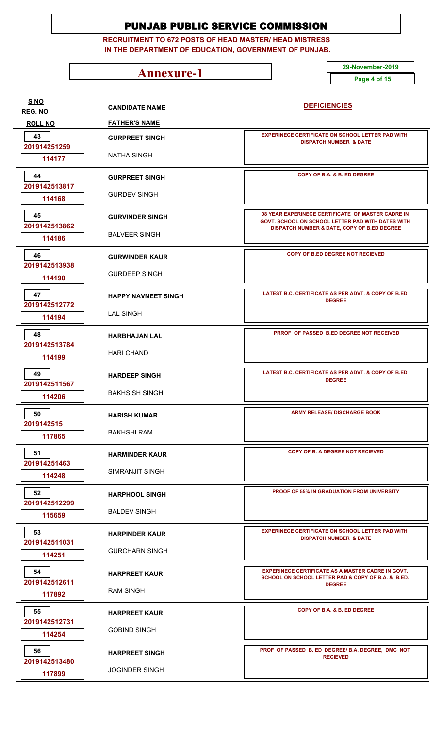# PUNJAB PUBLIC SERVICE COMMISSION

**RECRUITMENT TO 672 POSTS OF HEAD MASTER/ HEAD MISTRESS IN THE DEPARTMENT OF EDUCATION, GOVERNMENT OF PUNJAB.**

## Annexure-1

29-November-2019

| S NO / REG. NO / ROLL NO | CANDIDATE NAME / FATHER'S NAME | DEFICIENCIES |
|---|---|---|
| 43 / 201914251259 / 114177 | GURPREET SINGH / NATHA SINGH | EXPERINECE CERTIFICATE ON SCHOOL LETTER PAD WITH DISPATCH NUMBER & DATE |
| 44 / 2019142513817 / 114168 | GURPREET SINGH / GURDEV SINGH | COPY OF B.A. & B. ED DEGREE |
| 45 / 2019142513862 / 114186 | GURVINDER SINGH / BALVEER SINGH | 08 YEAR EXPERINECE CERTIFICATE OF MASTER CADRE IN GOVT. SCHOOL ON SCHOOL LETTER PAD WITH DATES WITH DISPATCH NUMBER & DATE, COPY OF B.ED DEGREE |
| 46 / 2019142513938 / 114190 | GURWINDER KAUR / GURDEEP SINGH | COPY OF B.ED DEGREE NOT RECIEVED |
| 47 / 2019142512772 / 114194 | HAPPY NAVNEET SINGH / LAL SINGH | LATEST B.C. CERTIFICATE AS PER ADVT. & COPY OF B.ED DEGREE |
| 48 / 2019142513784 / 114199 | HARBHAJAN LAL / HARI CHAND | PRROF OF PASSED B.ED DEGREE NOT RECEIVED |
| 49 / 2019142511567 / 114206 | HARDEEP SINGH / BAKHSISH SINGH | LATEST B.C. CERTIFICATE AS PER ADVT. & COPY OF B.ED DEGREE |
| 50 / 2019142515 / 117865 | HARISH KUMAR / BAKHSHI RAM | ARMY RELEASE/ DISCHARGE BOOK |
| 51 / 201914251463 / 114248 | HARMINDER KAUR / SIMRANJIT SINGH | COPY OF B. A DEGREE NOT RECIEVED |
| 52 / 2019142512299 / 115659 | HARPHOOL SINGH / BALDEV SINGH | PROOF OF 55% IN GRADUATION FROM UNIVERSITY |
| 53 / 2019142511031 / 114251 | HARPINDER KAUR / GURCHARN SINGH | EXPERINECE CERTIFICATE ON SCHOOL LETTER PAD WITH DISPATCH NUMBER & DATE |
| 54 / 2019142512611 / 117892 | HARPREET KAUR / RAM SINGH | EXPERINECE CERTIFICATE AS A MASTER CADRE IN GOVT. SCHOOL ON SCHOOL LETTER PAD & COPY OF B.A. & B.ED. DEGREE |
| 55 / 2019142512731 / 114254 | HARPREET KAUR / GOBIND SINGH | COPY OF B.A. & B. ED DEGREE |
| 56 / 2019142513480 / 117899 | HARPREET SINGH / JOGINDER SINGH | PROF OF PASSED B. ED DEGREE/ B.A. DEGREE, DMC NOT RECIEVED |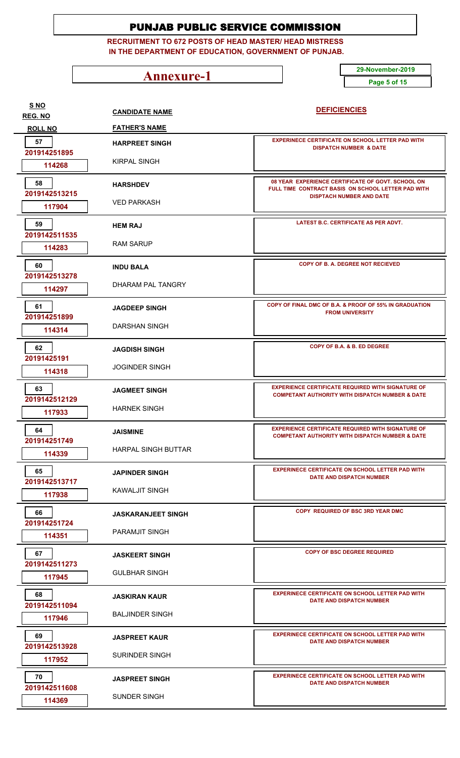# PUNJAB PUBLIC SERVICE COMMISSION

**RECRUITMENT TO 672 POSTS OF HEAD MASTER/ HEAD MISTRESS IN THE DEPARTMENT OF EDUCATION, GOVERNMENT OF PUNJAB.**

## Annexure-1

29-November-2019

| S NO / REG. NO / ROLL NO | CANDIDATE NAME / FATHER'S NAME | DEFICIENCIES |
|---|---|---|
| 57 / 201914251895 / 114268 | HARPREET SINGH / KIRPAL SINGH | EXPERINECE CERTIFICATE ON SCHOOL LETTER PAD WITH DISPATCH NUMBER & DATE |
| 58 / 2019142513215 / 117904 | HARSHDEV / VED PARKASH | 08 YEAR EXPERIENCE CERTIFICATE OF GOVT. SCHOOL ON FULL TIME CONTRACT BASIS ON SCHOOL LETTER PAD WITH DISPTACH NUMBER AND DATE |
| 59 / 2019142511535 / 114283 | HEM RAJ / RAM SARUP | LATEST B.C. CERTIFICATE AS PER ADVT. |
| 60 / 2019142513278 / 114297 | INDU BALA / DHARAM PAL TANGRY | COPY OF B. A. DEGREE NOT RECIEVED |
| 61 / 201914251899 / 114314 | JAGDEEP SINGH / DARSHAN SINGH | COPY OF FINAL DMC OF B.A. & PROOF OF 55% IN GRADUATION FROM UNIVERSITY |
| 62 / 20191425191 / 114318 | JAGDISH SINGH / JOGINDER SINGH | COPY OF B.A. & B. ED DEGREE |
| 63 / 2019142512129 / 117933 | JAGMEET SINGH / HARNEK SINGH | EXPERIENCE CERTIFICATE REQUIRED WITH SIGNATURE OF COMPETANT AUTHORITY WITH DISPATCH NUMBER & DATE |
| 64 / 201914251749 / 114339 | JAISMINE / HARPAL SINGH BUTTAR | EXPERIENCE CERTIFICATE REQUIRED WITH SIGNATURE OF COMPETANT AUTHORITY WITH DISPATCH NUMBER & DATE |
| 65 / 2019142513717 / 117938 | JAPINDER SINGH / KAWALJIT SINGH | EXPERINECE CERTIFICATE ON SCHOOL LETTER PAD WITH DATE AND DISPATCH NUMBER |
| 66 / 201914251724 / 114351 | JASKARANJEET SINGH / PARAMJIT SINGH | COPY REQUIRED OF BSC 3RD YEAR DMC |
| 67 / 2019142511273 / 117945 | JASKEERT SINGH / GULBHAR SINGH | COPY OF BSC DEGREE REQUIRED |
| 68 / 2019142511094 / 117946 | JASKIRAN KAUR / BALJINDER SINGH | EXPERINECE CERTIFICATE ON SCHOOL LETTER PAD WITH DATE AND DISPATCH NUMBER |
| 69 / 2019142513928 / 117952 | JASPREET KAUR / SURINDER SINGH | EXPERINECE CERTIFICATE ON SCHOOL LETTER PAD WITH DATE AND DISPATCH NUMBER |
| 70 / 2019142511608 / 114369 | JASPREET SINGH / SUNDER SINGH | EXPERINECE CERTIFICATE ON SCHOOL LETTER PAD WITH DATE AND DISPATCH NUMBER |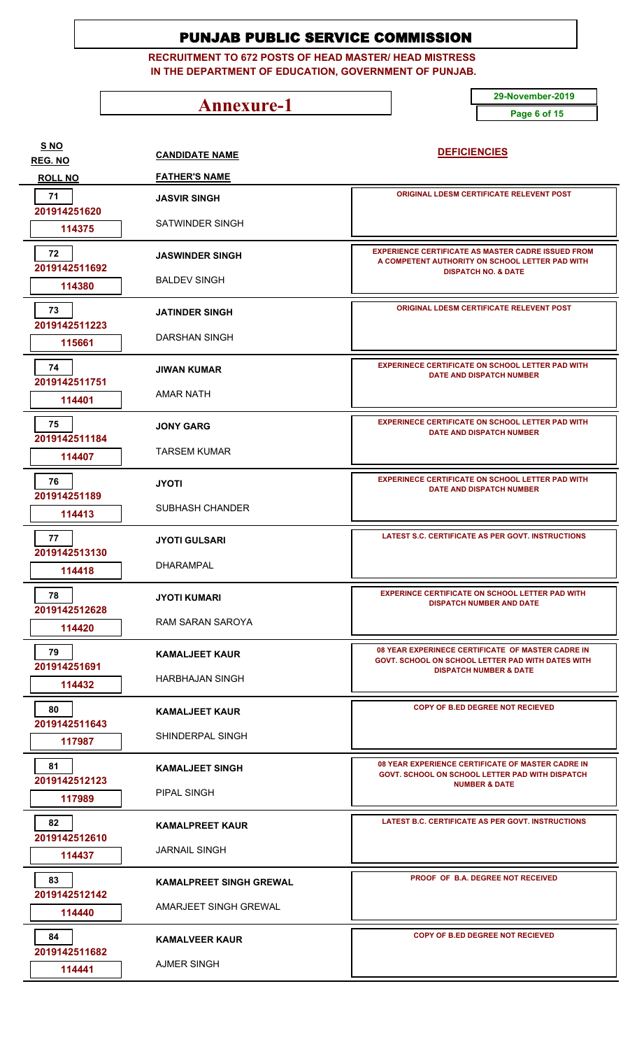# PUNJAB PUBLIC SERVICE COMMISSION

**RECRUITMENT TO 672 POSTS OF HEAD MASTER/ HEAD MISTRESS IN THE DEPARTMENT OF EDUCATION, GOVERNMENT OF PUNJAB.**

## Annexure-1

**29-November-2019**

| S NO / REG. NO / ROLL NO | CANDIDATE NAME / FATHER'S NAME | DEFICIENCIES |
|---|---|---|
| 71 / 201914251620 / 114375 | JASVIR SINGH / SATWINDER SINGH | ORIGINAL LDESM CERTIFICATE RELEVENT POST |
| 72 / 2019142511692 / 114380 | JASWINDER SINGH / BALDEV SINGH | EXPERIENCE CERTIFICATE AS MASTER CADRE ISSUED FROM A COMPETENT AUTHORITY ON SCHOOL LETTER PAD WITH DISPATCH NO. & DATE |
| 73 / 2019142511223 / 115661 | JATINDER SINGH / DARSHAN SINGH | ORIGINAL LDESM CERTIFICATE RELEVENT POST |
| 74 / 2019142511751 / 114401 | JIWAN KUMAR / AMAR NATH | EXPERINECE CERTIFICATE ON SCHOOL LETTER PAD WITH DATE AND DISPATCH NUMBER |
| 75 / 2019142511184 / 114407 | JONY GARG / TARSEM KUMAR | EXPERINECE CERTIFICATE ON SCHOOL LETTER PAD WITH DATE AND DISPATCH NUMBER |
| 76 / 201914251189 / 114413 | JYOTI / SUBHASH CHANDER | EXPERINECE CERTIFICATE ON SCHOOL LETTER PAD WITH DATE AND DISPATCH NUMBER |
| 77 / 2019142513130 / 114418 | JYOTI GULSARI / DHARAMPAL | LATEST S.C. CERTIFICATE AS PER GOVT. INSTRUCTIONS |
| 78 / 2019142512628 / 114420 | JYOTI KUMARI / RAM SARAN SAROYA | EXPERINCE CERTIFICATE ON SCHOOL LETTER PAD WITH DISPATCH NUMBER AND DATE |
| 79 / 201914251691 / 114432 | KAMALJEET KAUR / HARBHAJAN SINGH | 08 YEAR EXPERINECE CERTIFICATE OF MASTER CADRE IN GOVT. SCHOOL ON SCHOOL LETTER PAD WITH DATES WITH DISPATCH NUMBER & DATE |
| 80 / 2019142511643 / 117987 | KAMALJEET KAUR / SHINDERPAL SINGH | COPY OF B.ED DEGREE NOT RECIEVED |
| 81 / 2019142512123 / 117989 | KAMALJEET SINGH / PIPAL SINGH | 08 YEAR EXPERIENCE CERTIFICATE OF MASTER CADRE IN GOVT. SCHOOL ON SCHOOL LETTER PAD WITH DISPATCH NUMBER & DATE |
| 82 / 2019142512610 / 114437 | KAMALPREET KAUR / JARNAIL SINGH | LATEST B.C. CERTIFICATE AS PER GOVT. INSTRUCTIONS |
| 83 / 2019142512142 / 114440 | KAMALPREET SINGH GREWAL / AMARJEET SINGH GREWAL | PROOF OF B.A. DEGREE NOT RECEIVED |
| 84 / 2019142511682 / 114441 | KAMALVEER KAUR / AJMER SINGH | COPY OF B.ED DEGREE NOT RECIEVED |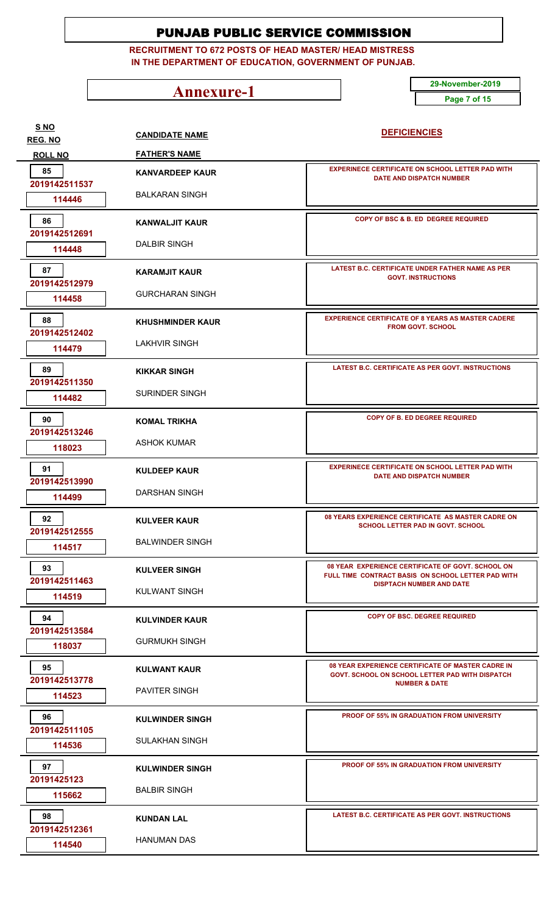# PUNJAB PUBLIC SERVICE COMMISSION

**RECRUITMENT TO 672 POSTS OF HEAD MASTER/ HEAD MISTRESS IN THE DEPARTMENT OF EDUCATION, GOVERNMENT OF PUNJAB.**

## Annexure-1

29-November-2019

| S NO / REG. NO / ROLL NO | CANDIDATE NAME / FATHER'S NAME | DEFICIENCIES |
|---|---|---|
| 85 / 2019142511537 / 114446 | KANVARDEEP KAUR / BALKARAN SINGH | EXPERINECE CERTIFICATE ON SCHOOL LETTER PAD WITH DATE AND DISPATCH NUMBER |
| 86 / 2019142512691 / 114448 | KANWALJIT KAUR / DALBIR SINGH | COPY OF BSC & B. ED DEGREE REQUIRED |
| 87 / 2019142512979 / 114458 | KARAMJIT KAUR / GURCHARAN SINGH | LATEST B.C. CERTIFICATE UNDER FATHER NAME AS PER GOVT. INSTRUCTIONS |
| 88 / 2019142512402 / 114479 | KHUSHMINDER KAUR / LAKHVIR SINGH | EXPERIENCE CERTIFICATE OF 8 YEARS AS MASTER CADERE FROM GOVT. SCHOOL |
| 89 / 2019142511350 / 114482 | KIKKAR SINGH / SURINDER SINGH | LATEST B.C. CERTIFICATE AS PER GOVT. INSTRUCTIONS |
| 90 / 2019142513246 / 118023 | KOMAL TRIKHA / ASHOK KUMAR | COPY OF B. ED DEGREE REQUIRED |
| 91 / 2019142513990 / 114499 | KULDEEP KAUR / DARSHAN SINGH | EXPERINECE CERTIFICATE ON SCHOOL LETTER PAD WITH DATE AND DISPATCH NUMBER |
| 92 / 2019142512555 / 114517 | KULVEER KAUR / BALWINDER SINGH | 08 YEARS EXPERIENCE CERTIFICATE AS MASTER CADRE ON SCHOOL LETTER PAD IN GOVT. SCHOOL |
| 93 / 2019142511463 / 114519 | KULVEER SINGH / KULWANT SINGH | 08 YEAR EXPERIENCE CERTIFICATE OF GOVT. SCHOOL ON FULL TIME CONTRACT BASIS ON SCHOOL LETTER PAD WITH DISPTACH NUMBER AND DATE |
| 94 / 2019142513584 / 118037 | KULVINDER KAUR / GURMUKH SINGH | COPY OF BSC. DEGREE REQUIRED |
| 95 / 2019142513778 / 114523 | KULWANT KAUR / PAVITER SINGH | 08 YEAR EXPERIENCE CERTIFICATE OF MASTER CADRE IN GOVT. SCHOOL ON SCHOOL LETTER PAD WITH DISPATCH NUMBER & DATE |
| 96 / 2019142511105 / 114536 | KULWINDER SINGH / SULAKHAN SINGH | PROOF OF 55% IN GRADUATION FROM UNIVERSITY |
| 97 / 20191425123 / 115662 | KULWINDER SINGH / BALBIR SINGH | PROOF OF 55% IN GRADUATION FROM UNIVERSITY |
| 98 / 2019142512361 / 114540 | KUNDAN LAL / HANUMAN DAS | LATEST B.C. CERTIFICATE AS PER GOVT. INSTRUCTIONS |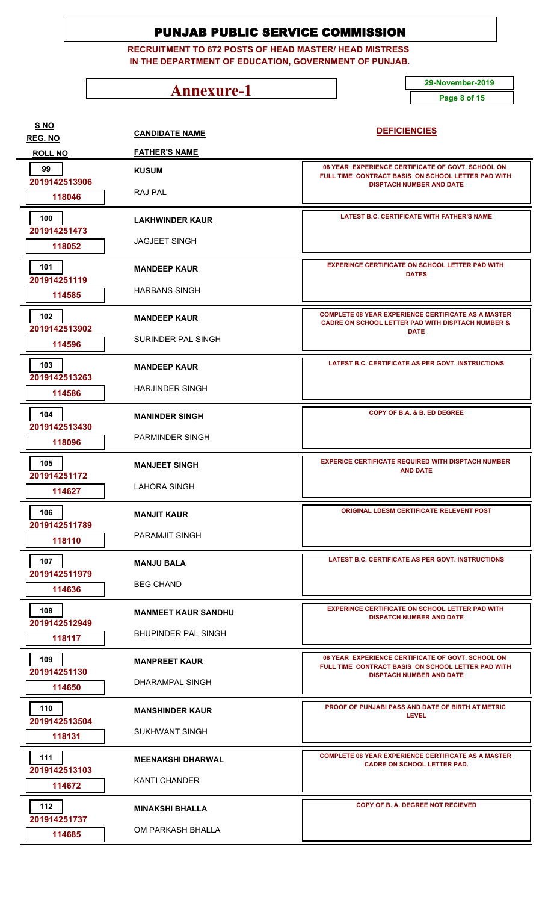# PUNJAB PUBLIC SERVICE COMMISSION

**RECRUITMENT TO 672 POSTS OF HEAD MASTER/ HEAD MISTRESS IN THE DEPARTMENT OF EDUCATION, GOVERNMENT OF PUNJAB.**

## Annexure-1

29-November-2019

| S NO / REG. NO / ROLL NO | CANDIDATE NAME / FATHER'S NAME | DEFICIENCIES |
|---|---|---|
| 99 / 2019142513906 / 118046 | KUSUM / RAJ PAL | 08 YEAR EXPERIENCE CERTIFICATE OF GOVT. SCHOOL ON FULL TIME CONTRACT BASIS ON SCHOOL LETTER PAD WITH DISPTACH NUMBER AND DATE |
| 100 / 201914251473 / 118052 | LAKHWINDER KAUR / JAGJEET SINGH | LATEST B.C. CERTIFICATE WITH FATHER'S NAME |
| 101 / 201914251119 / 114585 | MANDEEP KAUR / HARBANS SINGH | EXPERINCE CERTIFICATE ON SCHOOL LETTER PAD WITH DATES |
| 102 / 2019142513902 / 114596 | MANDEEP KAUR / SURINDER PAL SINGH | COMPLETE 08 YEAR EXPERIENCE CERTIFICATE AS A MASTER CADRE ON SCHOOL LETTER PAD WITH DISPTACH NUMBER & DATE |
| 103 / 2019142513263 / 114586 | MANDEEP KAUR / HARJINDER SINGH | LATEST B.C. CERTIFICATE AS PER GOVT. INSTRUCTIONS |
| 104 / 2019142513430 / 118096 | MANINDER SINGH / PARMINDER SINGH | COPY OF B.A. & B. ED DEGREE |
| 105 / 201914251172 / 114627 | MANJEET SINGH / LAHORA SINGH | EXPERICE CERTIFICATE REQUIRED WITH DISPTACH NUMBER AND DATE |
| 106 / 2019142511789 / 118110 | MANJIT KAUR / PARAMJIT SINGH | ORIGINAL LDESM CERTIFICATE RELEVENT POST |
| 107 / 2019142511979 / 114636 | MANJU BALA / BEG CHAND | LATEST B.C. CERTIFICATE AS PER GOVT. INSTRUCTIONS |
| 108 / 2019142512949 / 118117 | MANMEET KAUR SANDHU / BHUPINDER PAL SINGH | EXPERINCE CERTIFICATE ON SCHOOL LETTER PAD WITH DISPATCH NUMBER AND DATE |
| 109 / 201914251130 / 114650 | MANPREET KAUR / DHARAMPAL SINGH | 08 YEAR EXPERIENCE CERTIFICATE OF GOVT. SCHOOL ON FULL TIME CONTRACT BASIS ON SCHOOL LETTER PAD WITH DISPTACH NUMBER AND DATE |
| 110 / 2019142513504 / 118131 | MANSHINDER KAUR / SUKHWANT SINGH | PROOF OF PUNJABI PASS AND DATE OF BIRTH AT METRIC LEVEL |
| 111 / 2019142513103 / 114672 | MEENAKSHI DHARWAL / KANTI CHANDER | COMPLETE 08 YEAR EXPERIENCE CERTIFICATE AS A MASTER CADRE ON SCHOOL LETTER PAD. |
| 112 / 201914251737 / 114685 | MINAKSHI BHALLA / OM PARKASH BHALLA | COPY OF B. A. DEGREE NOT RECIEVED |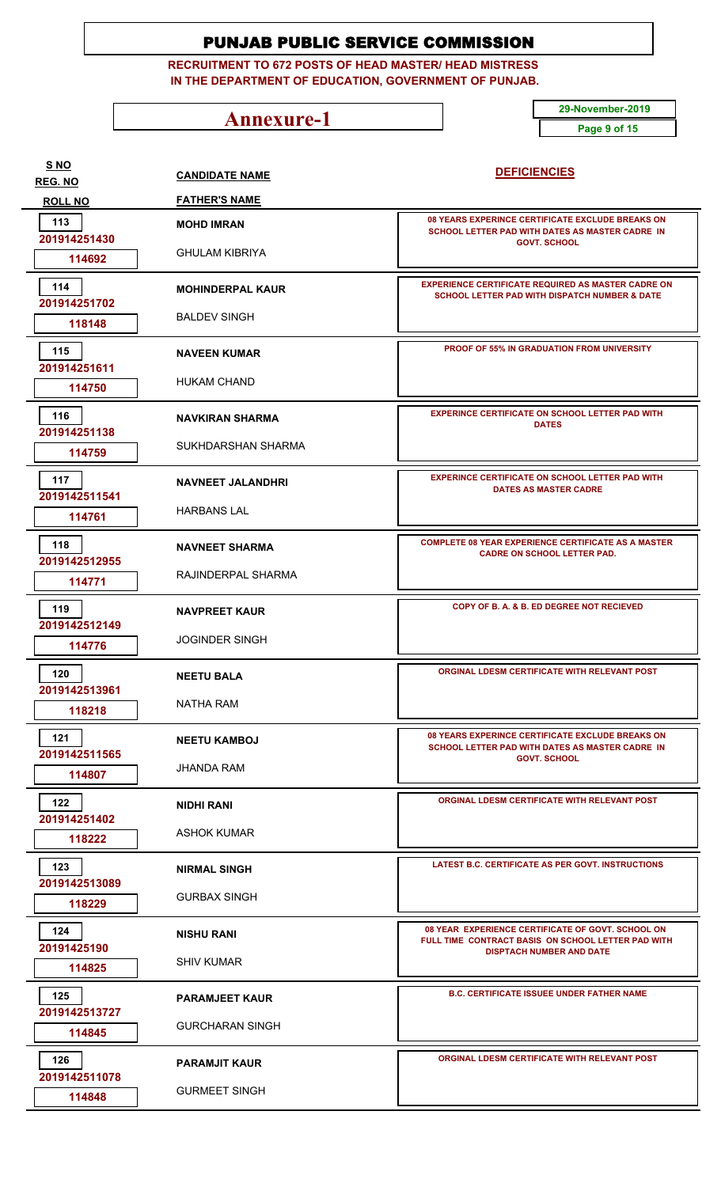# PUNJAB PUBLIC SERVICE COMMISSION

**RECRUITMENT TO 672 POSTS OF HEAD MASTER/ HEAD MISTRESS IN THE DEPARTMENT OF EDUCATION, GOVERNMENT OF PUNJAB.**

## Annexure-1

**29-November-2019**

| S NO / REG. NO / ROLL NO | CANDIDATE NAME / FATHER'S NAME | DEFICIENCIES |
|---|---|---|
| 113 / 201914251430 / 114692 | MOHD IMRAN / GHULAM KIBRIYA | 08 YEARS EXPERINCE CERTIFICATE EXCLUDE BREAKS ON SCHOOL LETTER PAD WITH DATES AS MASTER CADRE IN GOVT. SCHOOL |
| 114 / 201914251702 / 118148 | MOHINDERPAL KAUR / BALDEV SINGH | EXPERIENCE CERTIFICATE REQUIRED AS MASTER CADRE ON SCHOOL LETTER PAD WITH DISPATCH NUMBER & DATE |
| 115 / 201914251611 / 114750 | NAVEEN KUMAR / HUKAM CHAND | PROOF OF 55% IN GRADUATION FROM UNIVERSITY |
| 116 / 201914251138 / 114759 | NAVKIRAN SHARMA / SUKHDARSHAN SHARMA | EXPERINCE CERTIFICATE ON SCHOOL LETTER PAD WITH DATES |
| 117 / 2019142511541 / 114761 | NAVNEET JALANDHRI / HARBANS LAL | EXPERINCE CERTIFICATE ON SCHOOL LETTER PAD WITH DATES AS MASTER CADRE |
| 118 / 2019142512955 / 114771 | NAVNEET SHARMA / RAJINDERPAL SHARMA | COMPLETE 08 YEAR EXPERIENCE CERTIFICATE AS A MASTER CADRE ON SCHOOL LETTER PAD. |
| 119 / 2019142512149 / 114776 | NAVPREET KAUR / JOGINDER SINGH | COPY OF B. A. & B. ED DEGREE NOT RECIEVED |
| 120 / 2019142513961 / 118218 | NEETU BALA / NATHA RAM | ORGINAL LDESM CERTIFICATE WITH RELEVANT POST |
| 121 / 2019142511565 / 114807 | NEETU KAMBOJ / JHANDA RAM | 08 YEARS EXPERINCE CERTIFICATE EXCLUDE BREAKS ON SCHOOL LETTER PAD WITH DATES AS MASTER CADRE IN GOVT. SCHOOL |
| 122 / 201914251402 / 118222 | NIDHI RANI / ASHOK KUMAR | ORGINAL LDESM CERTIFICATE WITH RELEVANT POST |
| 123 / 2019142513089 / 118229 | NIRMAL SINGH / GURBAX SINGH | LATEST B.C. CERTIFICATE AS PER GOVT. INSTRUCTIONS |
| 124 / 20191425190 / 114825 | NISHU RANI / SHIV KUMAR | 08 YEAR EXPERIENCE CERTIFICATE OF GOVT. SCHOOL ON FULL TIME CONTRACT BASIS ON SCHOOL LETTER PAD WITH DISPTACH NUMBER AND DATE |
| 125 / 2019142513727 / 114845 | PARAMJEET KAUR / GURCHARAN SINGH | B.C. CERTIFICATE ISSUEE UNDER FATHER NAME |
| 126 / 2019142511078 / 114848 | PARAMJIT KAUR / GURMEET SINGH | ORGINAL LDESM CERTIFICATE WITH RELEVANT POST |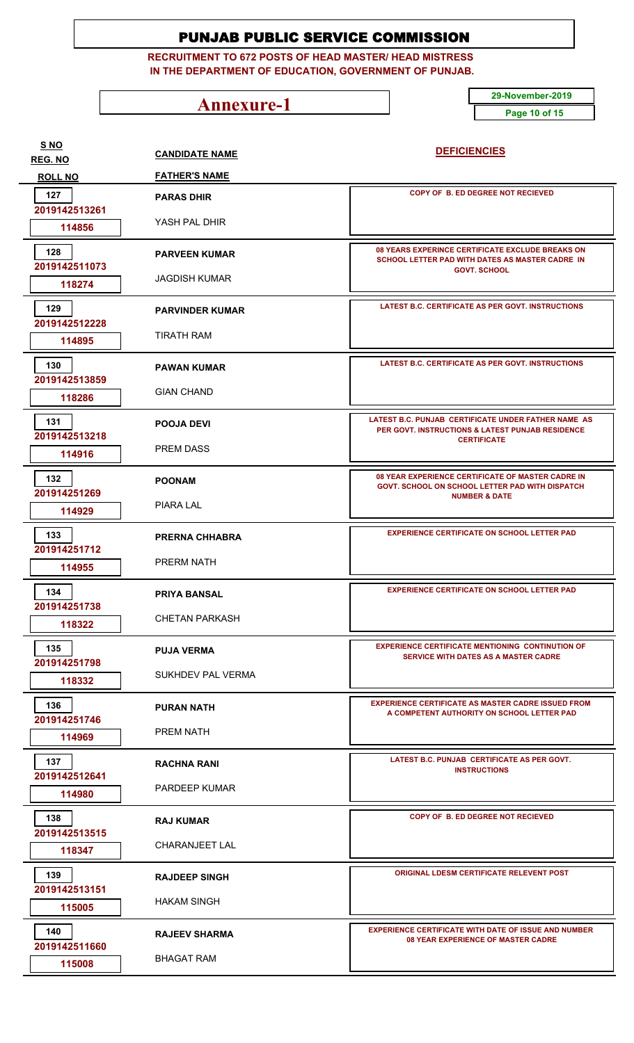# PUNJAB PUBLIC SERVICE COMMISSION

**RECRUITMENT TO 672 POSTS OF HEAD MASTER/ HEAD MISTRESS IN THE DEPARTMENT OF EDUCATION, GOVERNMENT OF PUNJAB.**

## Annexure-1

29-November-2019

| S NO / REG. NO / ROLL NO | CANDIDATE NAME / FATHER'S NAME | DEFICIENCIES |
|---|---|---|
| 127 / 2019142513261 / 114856 | PARAS DHIR / YASH PAL DHIR | COPY OF B. ED DEGREE NOT RECIEVED |
| 128 / 2019142511073 / 118274 | PARVEEN KUMAR / JAGDISH KUMAR | 08 YEARS EXPERINCE CERTIFICATE EXCLUDE BREAKS ON SCHOOL LETTER PAD WITH DATES AS MASTER CADRE IN GOVT. SCHOOL |
| 129 / 2019142512228 / 114895 | PARVINDER KUMAR / TIRATH RAM | LATEST B.C. CERTIFICATE AS PER GOVT. INSTRUCTIONS |
| 130 / 2019142513859 / 118286 | PAWAN KUMAR / GIAN CHAND | LATEST B.C. CERTIFICATE AS PER GOVT. INSTRUCTIONS |
| 131 / 2019142513218 / 114916 | POOJA DEVI / PREM DASS | LATEST B.C. PUNJAB CERTIFICATE UNDER FATHER NAME AS PER GOVT. INSTRUCTIONS & LATEST PUNJAB RESIDENCE CERTIFICATE |
| 132 / 201914251269 / 114929 | POONAM / PIARA LAL | 08 YEAR EXPERIENCE CERTIFICATE OF MASTER CADRE IN GOVT. SCHOOL ON SCHOOL LETTER PAD WITH DISPATCH NUMBER & DATE |
| 133 / 201914251712 / 114955 | PRERNA CHHABRA / PRERM NATH | EXPERIENCE CERTIFICATE ON SCHOOL LETTER PAD |
| 134 / 201914251738 / 118322 | PRIYA BANSAL / CHETAN PARKASH | EXPERIENCE CERTIFICATE ON SCHOOL LETTER PAD |
| 135 / 201914251798 / 118332 | PUJA VERMA / SUKHDEV PAL VERMA | EXPERIENCE CERTIFICATE MENTIONING CONTINUTION OF SERVICE WITH DATES AS A MASTER CADRE |
| 136 / 201914251746 / 114969 | PURAN NATH / PREM NATH | EXPERIENCE CERTIFICATE AS MASTER CADRE ISSUED FROM A COMPETENT AUTHORITY ON SCHOOL LETTER PAD |
| 137 / 2019142512641 / 114980 | RACHNA RANI / PARDEEP KUMAR | LATEST B.C. PUNJAB CERTIFICATE AS PER GOVT. INSTRUCTIONS |
| 138 / 2019142513515 / 118347 | RAJ KUMAR / CHARANJEET LAL | COPY OF B. ED DEGREE NOT RECIEVED |
| 139 / 2019142513151 / 115005 | RAJDEEP SINGH / HAKAM SINGH | ORIGINAL LDESM CERTIFICATE RELEVENT POST |
| 140 / 2019142511660 / 115008 | RAJEEV SHARMA / BHAGAT RAM | EXPERIENCE CERTIFICATE WITH DATE OF ISSUE AND NUMBER 08 YEAR EXPERIENCE OF MASTER CADRE |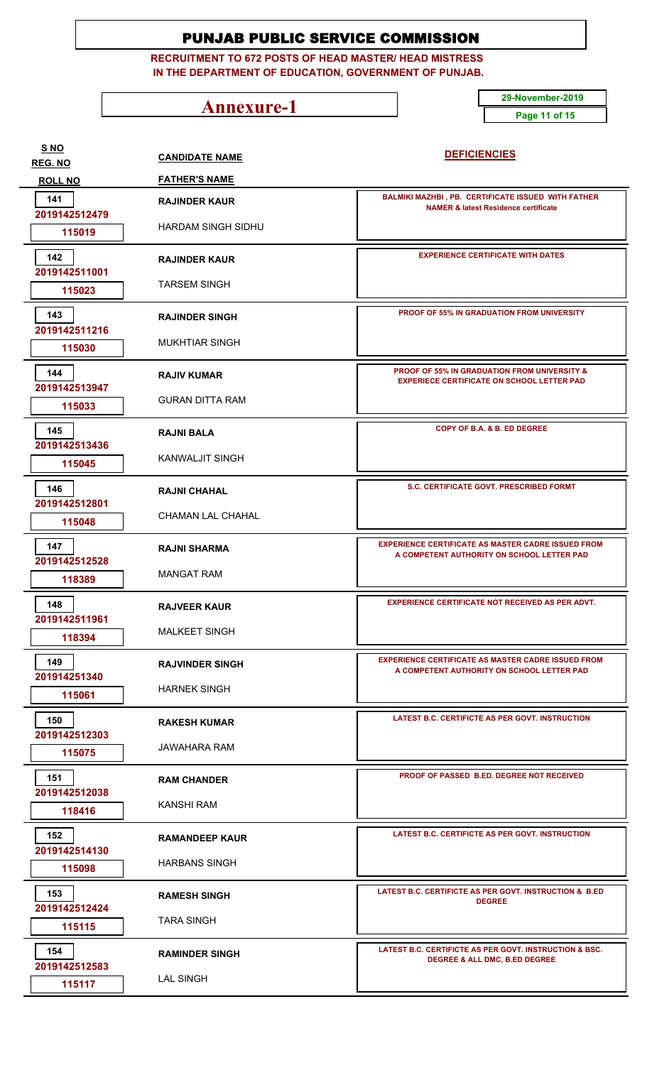# PUNJAB PUBLIC SERVICE COMMISSION

**RECRUITMENT TO 672 POSTS OF HEAD MASTER/ HEAD MISTRESS IN THE DEPARTMENT OF EDUCATION, GOVERNMENT OF PUNJAB.**

## Annexure-1

**29-November-2019**

| S NO / REG. NO / ROLL NO | CANDIDATE NAME / FATHER'S NAME | DEFICIENCIES |
|---|---|---|
| 141<br>2019142512479<br>115019 | RAJINDER KAUR<br>HARDAM SINGH SIDHU | BALMIKI MAZHBI , PB. CERTIFICATE ISSUED WITH FATHER NAMER & latest Residence certificate |
| 142<br>2019142511001<br>115023 | RAJINDER KAUR<br>TARSEM SINGH | EXPERIENCE CERTIFICATE WITH DATES |
| 143<br>2019142511216<br>115030 | RAJINDER SINGH<br>MUKHTIAR SINGH | PROOF OF 55% IN GRADUATION FROM UNIVERSITY |
| 144<br>2019142513947<br>115033 | RAJIV KUMAR<br>GURAN DITTA RAM | PROOF OF 55% IN GRADUATION FROM UNIVERSITY & EXPERIECE CERTIFICATE ON SCHOOL LETTER PAD |
| 145<br>2019142513436<br>115045 | RAJNI BALA<br>KANWALJIT SINGH | COPY OF B.A. & B. ED DEGREE |
| 146<br>2019142512801<br>115048 | RAJNI CHAHAL<br>CHAMAN LAL CHAHAL | S.C. CERTIFICATE GOVT. PRESCRIBED FORMT |
| 147<br>2019142512528<br>118389 | RAJNI SHARMA<br>MANGAT RAM | EXPERIENCE CERTIFICATE AS MASTER CADRE ISSUED FROM A COMPETENT AUTHORITY ON SCHOOL LETTER PAD |
| 148<br>2019142511961<br>118394 | RAJVEER KAUR<br>MALKEET SINGH | EXPERIENCE CERTIFICATE NOT RECEIVED AS PER ADVT. |
| 149<br>201914251340<br>115061 | RAJVINDER SINGH<br>HARNEK SINGH | EXPERIENCE CERTIFICATE AS MASTER CADRE ISSUED FROM A COMPETENT AUTHORITY ON SCHOOL LETTER PAD |
| 150<br>2019142512303<br>115075 | RAKESH KUMAR<br>JAWAHARA RAM | LATEST B.C. CERTIFICTE AS PER GOVT. INSTRUCTION |
| 151<br>2019142512038<br>118416 | RAM CHANDER<br>KANSHI RAM | PROOF OF PASSED B.ED. DEGREE NOT RECEIVED |
| 152<br>2019142514130<br>115098 | RAMANDEEP KAUR<br>HARBANS SINGH | LATEST B.C. CERTIFICTE AS PER GOVT. INSTRUCTION |
| 153<br>2019142512424<br>115115 | RAMESH SINGH<br>TARA SINGH | LATEST B.C. CERTIFICTE AS PER GOVT. INSTRUCTION & B.ED DEGREE |
| 154<br>2019142512583<br>115117 | RAMINDER SINGH<br>LAL SINGH | LATEST B.C. CERTIFICTE AS PER GOVT. INSTRUCTION & BSC. DEGREE & ALL DMC, B.ED DEGREE |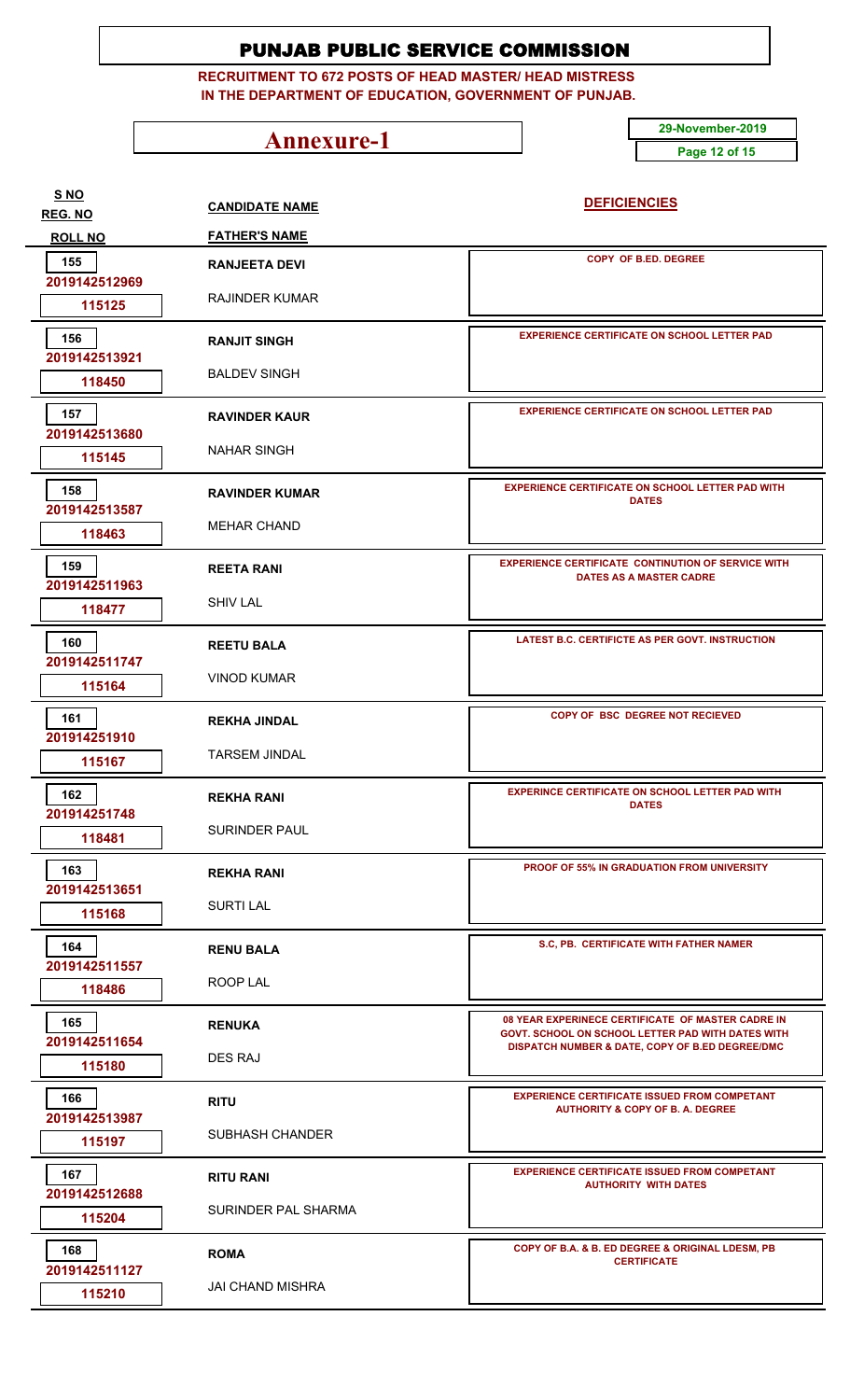# PUNJAB PUBLIC SERVICE COMMISSION

**RECRUITMENT TO 672 POSTS OF HEAD MASTER/ HEAD MISTRESS IN THE DEPARTMENT OF EDUCATION, GOVERNMENT OF PUNJAB.**

## Annexure-1

**29-November-2019**

| S NO / REG. NO / ROLL NO | CANDIDATE NAME / FATHER'S NAME | DEFICIENCIES |
|---|---|---|
| 155 / 2019142512969 / 115125 | RANJEETA DEVI / RAJINDER KUMAR | COPY OF B.ED. DEGREE |
| 156 / 2019142513921 / 118450 | RANJIT SINGH / BALDEV SINGH | EXPERIENCE CERTIFICATE ON SCHOOL LETTER PAD |
| 157 / 2019142513680 / 115145 | RAVINDER KAUR / NAHAR SINGH | EXPERIENCE CERTIFICATE ON SCHOOL LETTER PAD |
| 158 / 2019142513587 / 118463 | RAVINDER KUMAR / MEHAR CHAND | EXPERIENCE CERTIFICATE ON SCHOOL LETTER PAD WITH DATES |
| 159 / 2019142511963 / 118477 | REETA RANI / SHIV LAL | EXPERIENCE CERTIFICATE CONTINUTION OF SERVICE WITH DATES AS A MASTER CADRE |
| 160 / 2019142511747 / 115164 | REETU BALA / VINOD KUMAR | LATEST B.C. CERTIFICTE AS PER GOVT. INSTRUCTION |
| 161 / 201914251910 / 115167 | REKHA JINDAL / TARSEM JINDAL | COPY OF BSC DEGREE NOT RECIEVED |
| 162 / 201914251748 / 118481 | REKHA RANI / SURINDER PAUL | EXPERINCE CERTIFICATE ON SCHOOL LETTER PAD WITH DATES |
| 163 / 2019142513651 / 115168 | REKHA RANI / SURTI LAL | PROOF OF 55% IN GRADUATION FROM UNIVERSITY |
| 164 / 2019142511557 / 118486 | RENU BALA / ROOP LAL | S.C, PB. CERTIFICATE WITH FATHER NAMER |
| 165 / 2019142511654 / 115180 | RENUKA / DES RAJ | 08 YEAR EXPERINECE CERTIFICATE OF MASTER CADRE IN GOVT. SCHOOL ON SCHOOL LETTER PAD WITH DATES WITH DISPATCH NUMBER & DATE, COPY OF B.ED DEGREE/DMC |
| 166 / 2019142513987 / 115197 | RITU / SUBHASH CHANDER | EXPERIENCE CERTIFICATE ISSUED FROM COMPETANT AUTHORITY & COPY OF B. A. DEGREE |
| 167 / 2019142512688 / 115204 | RITU RANI / SURINDER PAL SHARMA | EXPERIENCE CERTIFICATE ISSUED FROM COMPETANT AUTHORITY WITH DATES |
| 168 / 2019142511127 / 115210 | ROMA / JAI CHAND MISHRA | COPY OF B.A. & B. ED DEGREE & ORIGINAL LDESM, PB CERTIFICATE |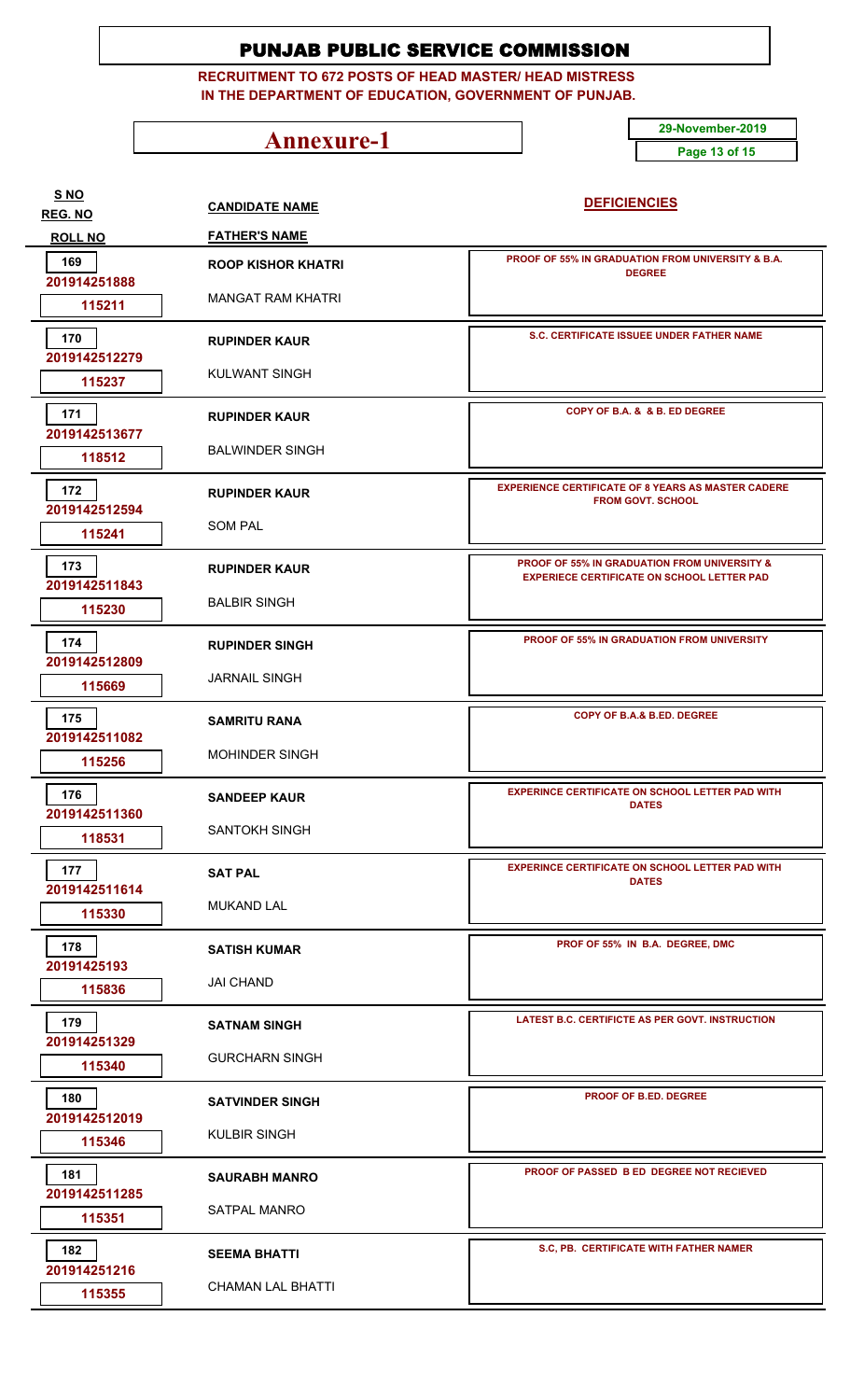# PUNJAB PUBLIC SERVICE COMMISSION

**RECRUITMENT TO 672 POSTS OF HEAD MASTER/ HEAD MISTRESS IN THE DEPARTMENT OF EDUCATION, GOVERNMENT OF PUNJAB.**

## Annexure-1

**29-November-2019**

| S NO / REG. NO / ROLL NO | CANDIDATE NAME / FATHER'S NAME | DEFICIENCIES |
|---|---|---|
| 169 / 201914251888 / 115211 | ROOP KISHOR KHATRI / MANGAT RAM KHATRI | PROOF OF 55% IN GRADUATION FROM UNIVERSITY & B.A. DEGREE |
| 170 / 2019142512279 / 115237 | RUPINDER KAUR / KULWANT SINGH | S.C. CERTIFICATE ISSUEE UNDER FATHER NAME |
| 171 / 2019142513677 / 118512 | RUPINDER KAUR / BALWINDER SINGH | COPY OF B.A. & & B. ED DEGREE |
| 172 / 2019142512594 / 115241 | RUPINDER KAUR / SOM PAL | EXPERIENCE CERTIFICATE OF 8 YEARS AS MASTER CADERE FROM GOVT. SCHOOL |
| 173 / 2019142511843 / 115230 | RUPINDER KAUR / BALBIR SINGH | PROOF OF 55% IN GRADUATION FROM UNIVERSITY & EXPERIECE CERTIFICATE ON SCHOOL LETTER PAD |
| 174 / 2019142512809 / 115669 | RUPINDER SINGH / JARNAIL SINGH | PROOF OF 55% IN GRADUATION FROM UNIVERSITY |
| 175 / 2019142511082 / 115256 | SAMRITU RANA / MOHINDER SINGH | COPY OF B.A.& B.ED. DEGREE |
| 176 / 2019142511360 / 118531 | SANDEEP KAUR / SANTOKH SINGH | EXPERINCE CERTIFICATE ON SCHOOL LETTER PAD WITH DATES |
| 177 / 2019142511614 / 115330 | SAT PAL / MUKAND LAL | EXPERINCE CERTIFICATE ON SCHOOL LETTER PAD WITH DATES |
| 178 / 20191425193 / 115836 | SATISH KUMAR / JAI CHAND | PROF OF 55% IN B.A. DEGREE, DMC |
| 179 / 201914251329 / 115340 | SATNAM SINGH / GURCHARN SINGH | LATEST B.C. CERTIFICTE AS PER GOVT. INSTRUCTION |
| 180 / 2019142512019 / 115346 | SATVINDER SINGH / KULBIR SINGH | PROOF OF B.ED. DEGREE |
| 181 / 2019142511285 / 115351 | SAURABH MANRO / SATPAL MANRO | PROOF OF PASSED B ED DEGREE NOT RECIEVED |
| 182 / 201914251216 / 115355 | SEEMA BHATTI / CHAMAN LAL BHATTI | S.C, PB. CERTIFICATE WITH FATHER NAMER |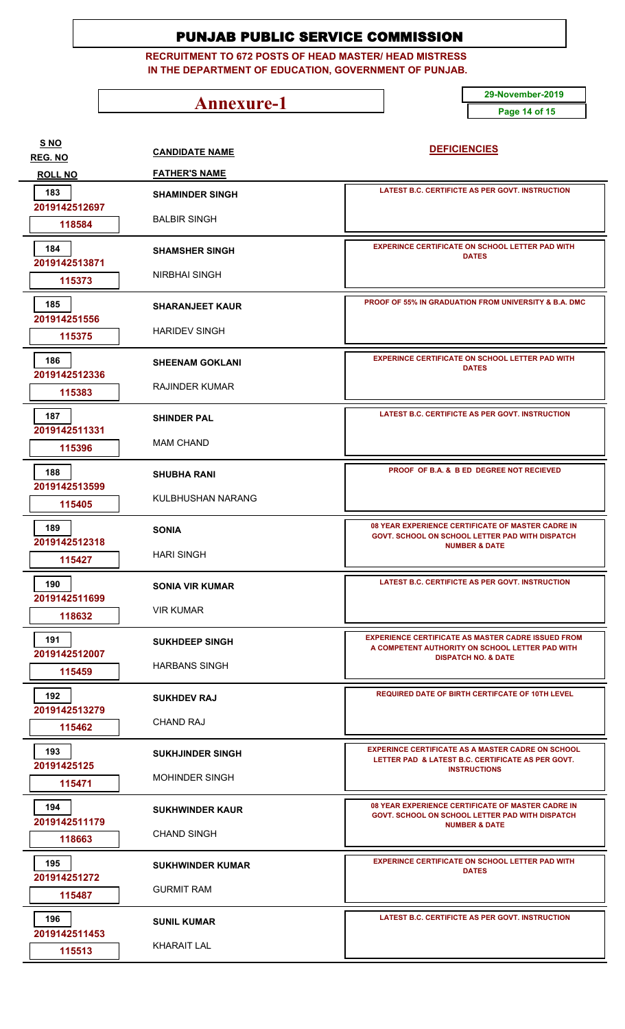# PUNJAB PUBLIC SERVICE COMMISSION

**RECRUITMENT TO 672 POSTS OF HEAD MASTER/ HEAD MISTRESS IN THE DEPARTMENT OF EDUCATION, GOVERNMENT OF PUNJAB.**

## Annexure-1

**29-November-2019**

| S NO / REG. NO / ROLL NO | CANDIDATE NAME / FATHER'S NAME | DEFICIENCIES |
|---|---|---|
| 183 / 2019142512697 / 118584 | SHAMINDER SINGH / BALBIR SINGH | LATEST B.C. CERTIFICTE AS PER GOVT. INSTRUCTION |
| 184 / 2019142513871 / 115373 | SHAMSHER SINGH / NIRBHAI SINGH | EXPERINCE CERTIFICATE ON SCHOOL LETTER PAD WITH DATES |
| 185 / 201914251556 / 115375 | SHARANJEET KAUR / HARIDEV SINGH | PROOF OF 55% IN GRADUATION FROM UNIVERSITY & B.A. DMC |
| 186 / 2019142512336 / 115383 | SHEENAM GOKLANI / RAJINDER KUMAR | EXPERINCE CERTIFICATE ON SCHOOL LETTER PAD WITH DATES |
| 187 / 2019142511331 / 115396 | SHINDER PAL / MAM CHAND | LATEST B.C. CERTIFICTE AS PER GOVT. INSTRUCTION |
| 188 / 2019142513599 / 115405 | SHUBHA RANI / KULBHUSHAN NARANG | PROOF OF B.A. & B ED DEGREE NOT RECIEVED |
| 189 / 2019142512318 / 115427 | SONIA / HARI SINGH | 08 YEAR EXPERIENCE CERTIFICATE OF MASTER CADRE IN GOVT. SCHOOL ON SCHOOL LETTER PAD WITH DISPATCH NUMBER & DATE |
| 190 / 2019142511699 / 118632 | SONIA VIR KUMAR / VIR KUMAR | LATEST B.C. CERTIFICTE AS PER GOVT. INSTRUCTION |
| 191 / 2019142512007 / 115459 | SUKHDEEP SINGH / HARBANS SINGH | EXPERIENCE CERTIFICATE AS MASTER CADRE ISSUED FROM A COMPETENT AUTHORITY ON SCHOOL LETTER PAD WITH DISPATCH NO. & DATE |
| 192 / 2019142513279 / 115462 | SUKHDEV RAJ / CHAND RAJ | REQUIRED DATE OF BIRTH CERTIFCATE OF 10TH LEVEL |
| 193 / 20191425125 / 115471 | SUKHJINDER SINGH / MOHINDER SINGH | EXPERINCE CERTIFICATE AS A MASTER CADRE ON SCHOOL LETTER PAD & LATEST B.C. CERTIFICATE AS PER GOVT. INSTRUCTIONS |
| 194 / 2019142511179 / 118663 | SUKHWINDER KAUR / CHAND SINGH | 08 YEAR EXPERIENCE CERTIFICATE OF MASTER CADRE IN GOVT. SCHOOL ON SCHOOL LETTER PAD WITH DISPATCH NUMBER & DATE |
| 195 / 201914251272 / 115487 | SUKHWINDER KUMAR / GURMIT RAM | EXPERINCE CERTIFICATE ON SCHOOL LETTER PAD WITH DATES |
| 196 / 2019142511453 / 115513 | SUNIL KUMAR / KHARAIT LAL | LATEST B.C. CERTIFICTE AS PER GOVT. INSTRUCTION |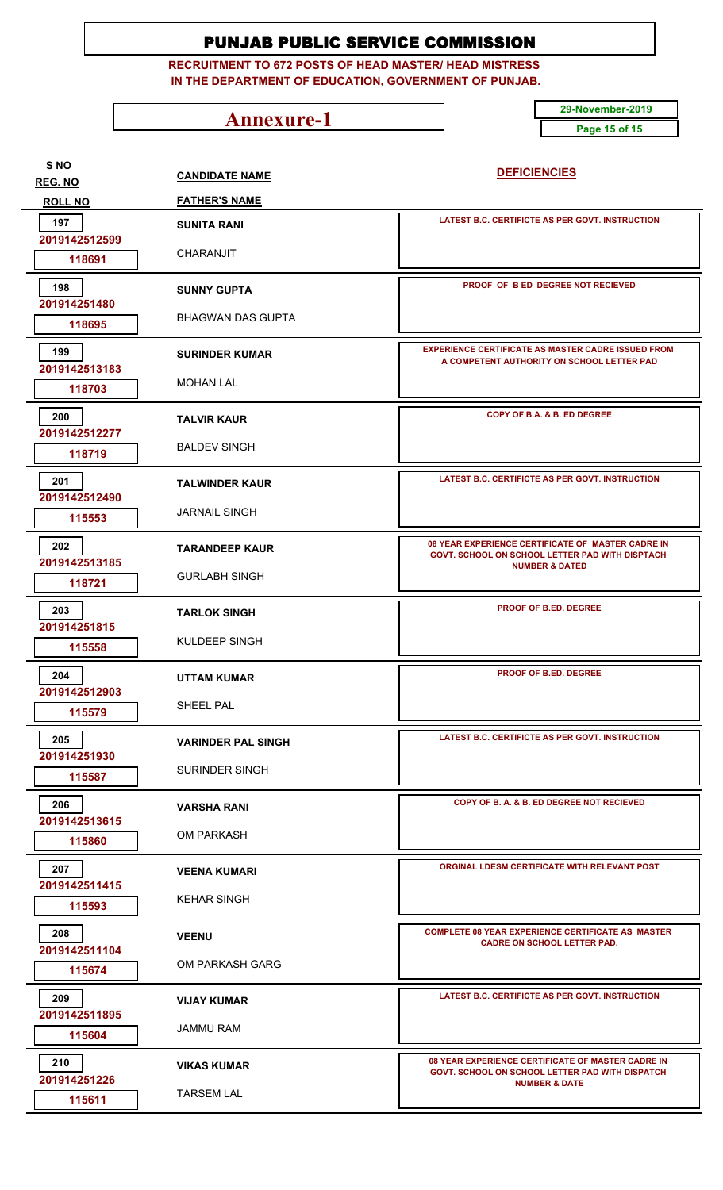# PUNJAB PUBLIC SERVICE COMMISSION

**RECRUITMENT TO 672 POSTS OF HEAD MASTER/ HEAD MISTRESS IN THE DEPARTMENT OF EDUCATION, GOVERNMENT OF PUNJAB.**

## Annexure-1

**29-November-2019**

| S NO / REG. NO / ROLL NO | CANDIDATE NAME / FATHER'S NAME | DEFICIENCIES |
|---|---|---|
| 197 / 2019142512599 / 118691 | SUNITA RANI / CHARANJIT | LATEST B.C. CERTIFICTE AS PER GOVT. INSTRUCTION |
| 198 / 201914251480 / 118695 | SUNNY GUPTA / BHAGWAN DAS GUPTA | PROOF OF B ED DEGREE NOT RECIEVED |
| 199 / 2019142513183 / 118703 | SURINDER KUMAR / MOHAN LAL | EXPERIENCE CERTIFICATE AS MASTER CADRE ISSUED FROM A COMPETENT AUTHORITY ON SCHOOL LETTER PAD |
| 200 / 2019142512277 / 118719 | TALVIR KAUR / BALDEV SINGH | COPY OF B.A. & B. ED DEGREE |
| 201 / 2019142512490 / 115553 | TALWINDER KAUR / JARNAIL SINGH | LATEST B.C. CERTIFICTE AS PER GOVT. INSTRUCTION |
| 202 / 2019142513185 / 118721 | TARANDEEP KAUR / GURLABH SINGH | 08 YEAR EXPERIENCE CERTIFICATE OF MASTER CADRE IN GOVT. SCHOOL ON SCHOOL LETTER PAD WITH DISPTACH NUMBER & DATED |
| 203 / 201914251815 / 115558 | TARLOK SINGH / KULDEEP SINGH | PROOF OF B.ED. DEGREE |
| 204 / 2019142512903 / 115579 | UTTAM KUMAR / SHEEL PAL | PROOF OF B.ED. DEGREE |
| 205 / 201914251930 / 115587 | VARINDER PAL SINGH / SURINDER SINGH | LATEST B.C. CERTIFICTE AS PER GOVT. INSTRUCTION |
| 206 / 2019142513615 / 115860 | VARSHA RANI / OM PARKASH | COPY OF B. A. & B. ED DEGREE NOT RECIEVED |
| 207 / 2019142511415 / 115593 | VEENA KUMARI / KEHAR SINGH | ORGINAL LDESM CERTIFICATE WITH RELEVANT POST |
| 208 / 2019142511104 / 115674 | VEENU / OM PARKASH GARG | COMPLETE 08 YEAR EXPERIENCE CERTIFICATE AS MASTER CADRE ON SCHOOL LETTER PAD. |
| 209 / 2019142511895 / 115604 | VIJAY KUMAR / JAMMU RAM | LATEST B.C. CERTIFICTE AS PER GOVT. INSTRUCTION |
| 210 / 201914251226 / 115611 | VIKAS KUMAR / TARSEM LAL | 08 YEAR EXPERIENCE CERTIFICATE OF MASTER CADRE IN GOVT. SCHOOL ON SCHOOL LETTER PAD WITH DISPATCH NUMBER & DATE |